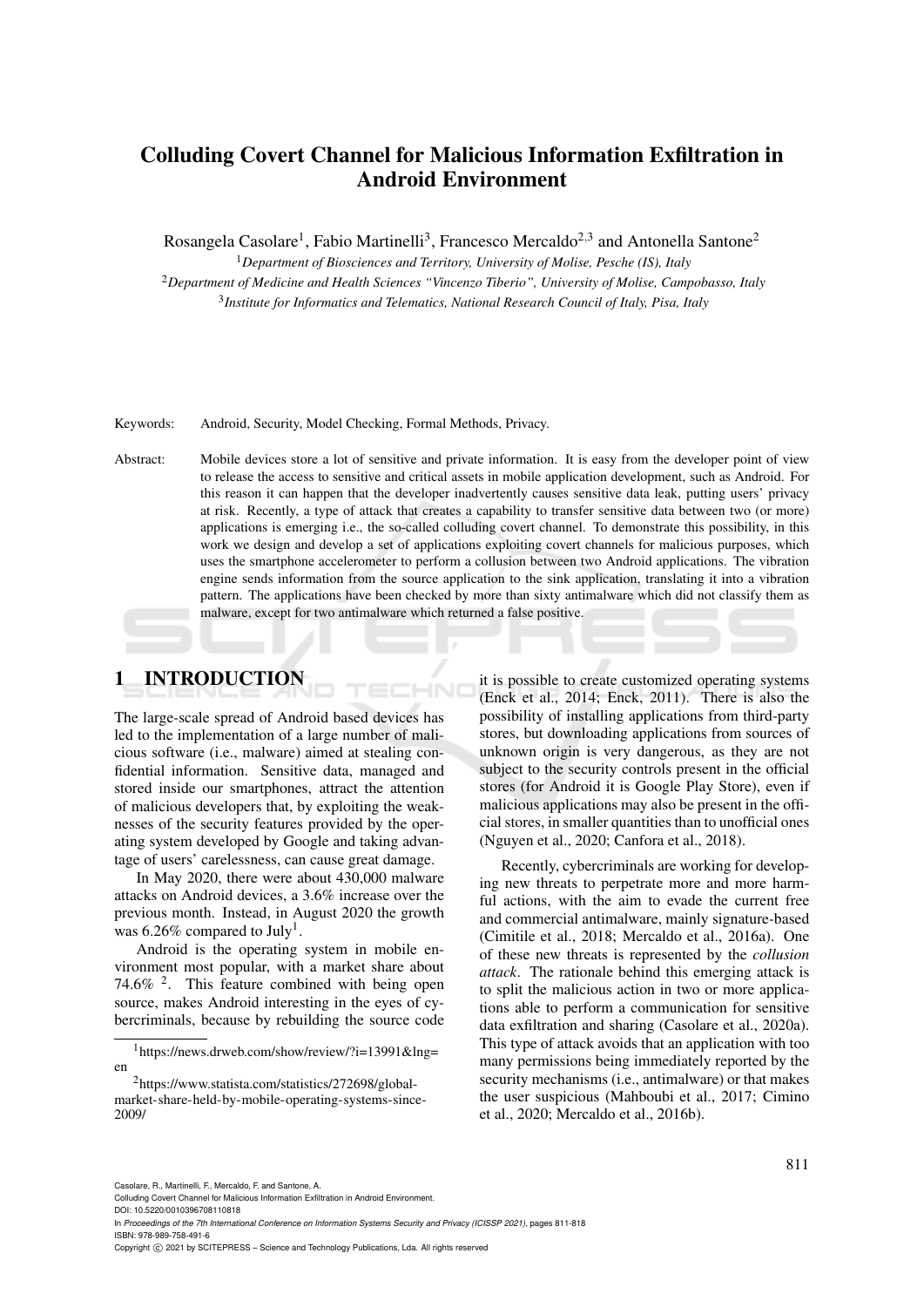# Colluding Covert Channel for Malicious Information Exfiltration in Android Environment

Rosangela Casolare[1], Fabio Martinelli[3], Francesco Mercaldo[2,3] and Antonella Santone[2]

[1]*Department of Biosciences and Territory, University of Molise, Pesche (IS), Italy*
[2]*Department of Medicine and Health Sciences "Vincenzo Tiberio", University of Molise, Campobasso, Italy*
[3]*Institute for Informatics and Telematics, National Research Council of Italy, Pisa, Italy*

Keywords: Android, Security, Model Checking, Formal Methods, Privacy.

Abstract: Mobile devices store a lot of sensitive and private information. It is easy from the developer point of view to release the access to sensitive and critical assets in mobile application development, such as Android. For this reason it can happen that the developer inadvertently causes sensitive data leak, putting users' privacy at risk. Recently, a type of attack that creates a capability to transfer sensitive data between two (or more) applications is emerging i.e., the so-called colluding covert channel. To demonstrate this possibility, in this work we design and develop a set of applications exploiting covert channels for malicious purposes, which uses the smartphone accelerometer to perform a collusion between two Android applications. The vibration engine sends information from the source application to the sink application, translating it into a vibration pattern. The applications have been checked by more than sixty antimalware which did not classify them as malware, except for two antimalware which returned a false positive.

## 1 INTRODUCTION

The large-scale spread of Android based devices has led to the implementation of a large number of malicious software (i.e., malware) aimed at stealing confidential information. Sensitive data, managed and stored inside our smartphones, attract the attention of malicious developers that, by exploiting the weaknesses of the security features provided by the operating system developed by Google and taking advantage of users' carelessness, can cause great damage.

In May 2020, there were about 430,000 malware attacks on Android devices, a 3.6% increase over the previous month. Instead, in August 2020 the growth was 6.26% compared to July[1].

Android is the operating system in mobile environment most popular, with a market share about 74.6% [2]. This feature combined with being open source, makes Android interesting in the eyes of cybercriminals, because by rebuilding the source code it is possible to create customized operating systems (Enck et al., 2014; Enck, 2011). There is also the possibility of installing applications from third-party stores, but downloading applications from sources of unknown origin is very dangerous, as they are not subject to the security controls present in the official stores (for Android it is Google Play Store), even if malicious applications may also be present in the official stores, in smaller quantities than to unofficial ones (Nguyen et al., 2020; Canfora et al., 2018).

Recently, cybercriminals are working for developing new threats to perpetrate more and more harmful actions, with the aim to evade the current free and commercial antimalware, mainly signature-based (Cimitile et al., 2018; Mercaldo et al., 2016a). One of these new threats is represented by the *collusion attack*. The rationale behind this emerging attack is to split the malicious action in two or more applications able to perform a communication for sensitive data exfiltration and sharing (Casolare et al., 2020a). This type of attack avoids that an application with too many permissions being immediately reported by the security mechanisms (i.e., antimalware) or that makes the user suspicious (Mahboubi et al., 2017; Cimino et al., 2020; Mercaldo et al., 2016b).

[1]https://news.drweb.com/show/review/?i=13991&lng=en

[2]https://www.statista.com/statistics/272698/global-market-share-held-by-mobile-operating-systems-since-2009/

Casolare, R., Martinelli, F., Mercaldo, F. and Santone, A.
Colluding Covert Channel for Malicious Information Exfiltration in Android Environment.
DOI: 10.5220/0010396708110818
In *Proceedings of the 7th International Conference on Information Systems Security and Privacy (ICISSP 2021)*, pages 811-818
ISBN: 978-989-758-491-6
Copyright © 2021 by SCITEPRESS – Science and Technology Publications, Lda. All rights reserved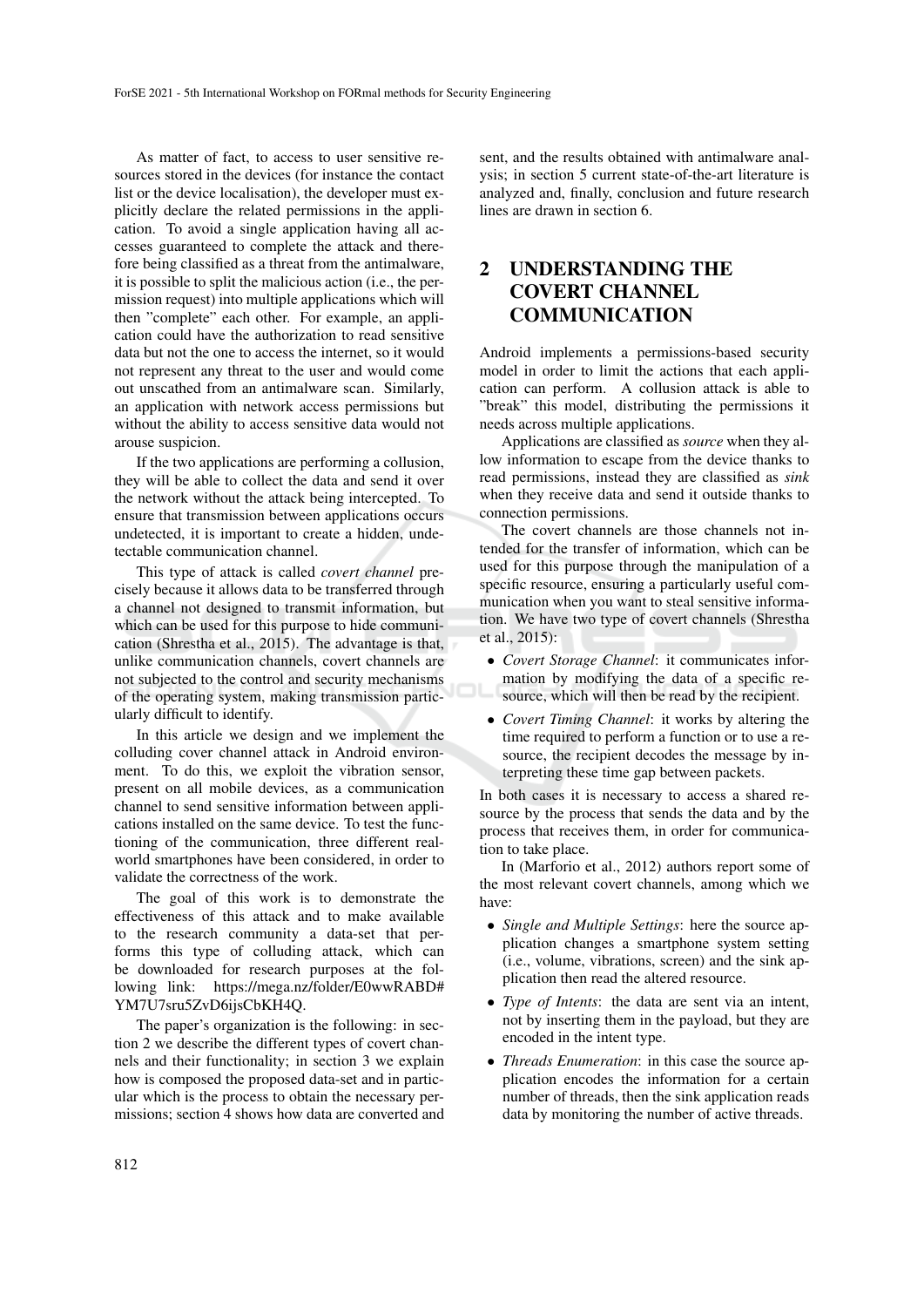As matter of fact, to access to user sensitive resources stored in the devices (for instance the contact list or the device localisation), the developer must explicitly declare the related permissions in the application. To avoid a single application having all accesses guaranteed to complete the attack and therefore being classified as a threat from the antimalware, it is possible to split the malicious action (i.e., the permission request) into multiple applications which will then "complete" each other. For example, an application could have the authorization to read sensitive data but not the one to access the internet, so it would not represent any threat to the user and would come out unscathed from an antimalware scan. Similarly, an application with network access permissions but without the ability to access sensitive data would not arouse suspicion.

If the two applications are performing a collusion, they will be able to collect the data and send it over the network without the attack being intercepted. To ensure that transmission between applications occurs undetected, it is important to create a hidden, undetectable communication channel.

This type of attack is called *covert channel* precisely because it allows data to be transferred through a channel not designed to transmit information, but which can be used for this purpose to hide communication (Shrestha et al., 2015). The advantage is that, unlike communication channels, covert channels are not subjected to the control and security mechanisms of the operating system, making transmission particularly difficult to identify.

In this article we design and we implement the colluding cover channel attack in Android environment. To do this, we exploit the vibration sensor, present on all mobile devices, as a communication channel to send sensitive information between applications installed on the same device. To test the functioning of the communication, three different real-world smartphones have been considered, in order to validate the correctness of the work.

The goal of this work is to demonstrate the effectiveness of this attack and to make available to the research community a data-set that performs this type of colluding attack, which can be downloaded for research purposes at the following link: https://mega.nz/folder/E0wwRABD#YM7U7sru5ZvD6ijsCbKH4Q.

The paper's organization is the following: in section 2 we describe the different types of covert channels and their functionality; in section 3 we explain how is composed the proposed data-set and in particular which is the process to obtain the necessary permissions; section 4 shows how data are converted and sent, and the results obtained with antimalware analysis; in section 5 current state-of-the-art literature is analyzed and, finally, conclusion and future research lines are drawn in section 6.

## 2 UNDERSTANDING THE COVERT CHANNEL COMMUNICATION

Android implements a permissions-based security model in order to limit the actions that each application can perform. A collusion attack is able to "break" this model, distributing the permissions it needs across multiple applications.

Applications are classified as *source* when they allow information to escape from the device thanks to read permissions, instead they are classified as *sink* when they receive data and send it outside thanks to connection permissions.

The covert channels are those channels not intended for the transfer of information, which can be used for this purpose through the manipulation of a specific resource, ensuring a particularly useful communication when you want to steal sensitive information. We have two type of covert channels (Shrestha et al., 2015):

- *Covert Storage Channel*: it communicates information by modifying the data of a specific resource, which will then be read by the recipient.
- *Covert Timing Channel*: it works by altering the time required to perform a function or to use a resource, the recipient decodes the message by interpreting these time gap between packets.

In both cases it is necessary to access a shared resource by the process that sends the data and by the process that receives them, in order for communication to take place.

In (Marforio et al., 2012) authors report some of the most relevant covert channels, among which we have:

- *Single and Multiple Settings*: here the source application changes a smartphone system setting (i.e., volume, vibrations, screen) and the sink application then read the altered resource.
- *Type of Intents*: the data are sent via an intent, not by inserting them in the payload, but they are encoded in the intent type.
- *Threads Enumeration*: in this case the source application encodes the information for a certain number of threads, then the sink application reads data by monitoring the number of active threads.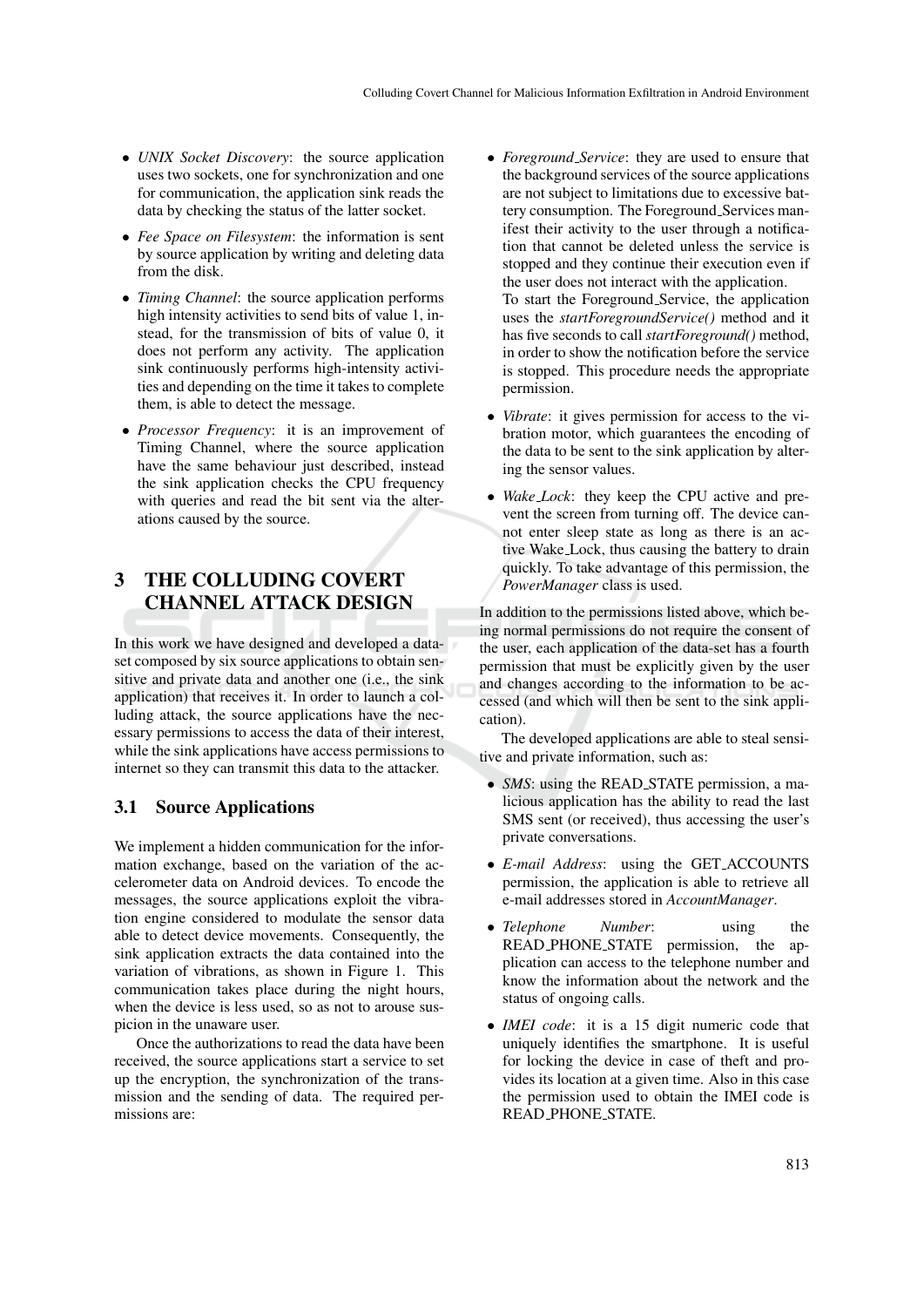- *UNIX Socket Discovery*: the source application uses two sockets, one for synchronization and one for communication, the application sink reads the data by checking the status of the latter socket.
- *Fee Space on Filesystem*: the information is sent by source application by writing and deleting data from the disk.
- *Timing Channel*: the source application performs high intensity activities to send bits of value 1, instead, for the transmission of bits of value 0, it does not perform any activity. The application sink continuously performs high-intensity activities and depending on the time it takes to complete them, is able to detect the message.
- *Processor Frequency*: it is an improvement of Timing Channel, where the source application have the same behaviour just described, instead the sink application checks the CPU frequency with queries and read the bit sent via the alterations caused by the source.

## 3 THE COLLUDING COVERT CHANNEL ATTACK DESIGN

In this work we have designed and developed a dataset composed by six source applications to obtain sensitive and private data and another one (i.e., the sink application) that receives it. In order to launch a colluding attack, the source applications have the necessary permissions to access the data of their interest, while the sink applications have access permissions to internet so they can transmit this data to the attacker.

### 3.1 Source Applications

We implement a hidden communication for the information exchange, based on the variation of the accelerometer data on Android devices. To encode the messages, the source applications exploit the vibration engine considered to modulate the sensor data able to detect device movements. Consequently, the sink application extracts the data contained into the variation of vibrations, as shown in Figure 1. This communication takes place during the night hours, when the device is less used, so as not to arouse suspicion in the unaware user.

Once the authorizations to read the data have been received, the source applications start a service to set up the encryption, the synchronization of the transmission and the sending of data. The required permissions are:

- *Foreground_Service*: they are used to ensure that the background services of the source applications are not subject to limitations due to excessive battery consumption. The Foreground_Services manifest their activity to the user through a notification that cannot be deleted unless the service is stopped and they continue their execution even if the user does not interact with the application.
  To start the Foreground_Service, the application uses the *startForegroundService()* method and it has five seconds to call *startForeground()* method, in order to show the notification before the service is stopped. This procedure needs the appropriate permission.
- *Vibrate*: it gives permission for access to the vibration motor, which guarantees the encoding of the data to be sent to the sink application by altering the sensor values.
- *Wake_Lock*: they keep the CPU active and prevent the screen from turning off. The device cannot enter sleep state as long as there is an active Wake_Lock, thus causing the battery to drain quickly. To take advantage of this permission, the *PowerManager* class is used.

In addition to the permissions listed above, which being normal permissions do not require the consent of the user, each application of the data-set has a fourth permission that must be explicitly given by the user and changes according to the information to be accessed (and which will then be sent to the sink application).

The developed applications are able to steal sensitive and private information, such as:

- *SMS*: using the READ_STATE permission, a malicious application has the ability to read the last SMS sent (or received), thus accessing the user's private conversations.
- *E-mail Address*: using the GET_ACCOUNTS permission, the application is able to retrieve all e-mail addresses stored in *AccountManager*.
- *Telephone Number*: using the READ_PHONE_STATE permission, the application can access to the telephone number and know the information about the network and the status of ongoing calls.
- *IMEI code*: it is a 15 digit numeric code that uniquely identifies the smartphone. It is useful for locking the device in case of theft and provides its location at a given time. Also in this case the permission used to obtain the IMEI code is READ_PHONE_STATE.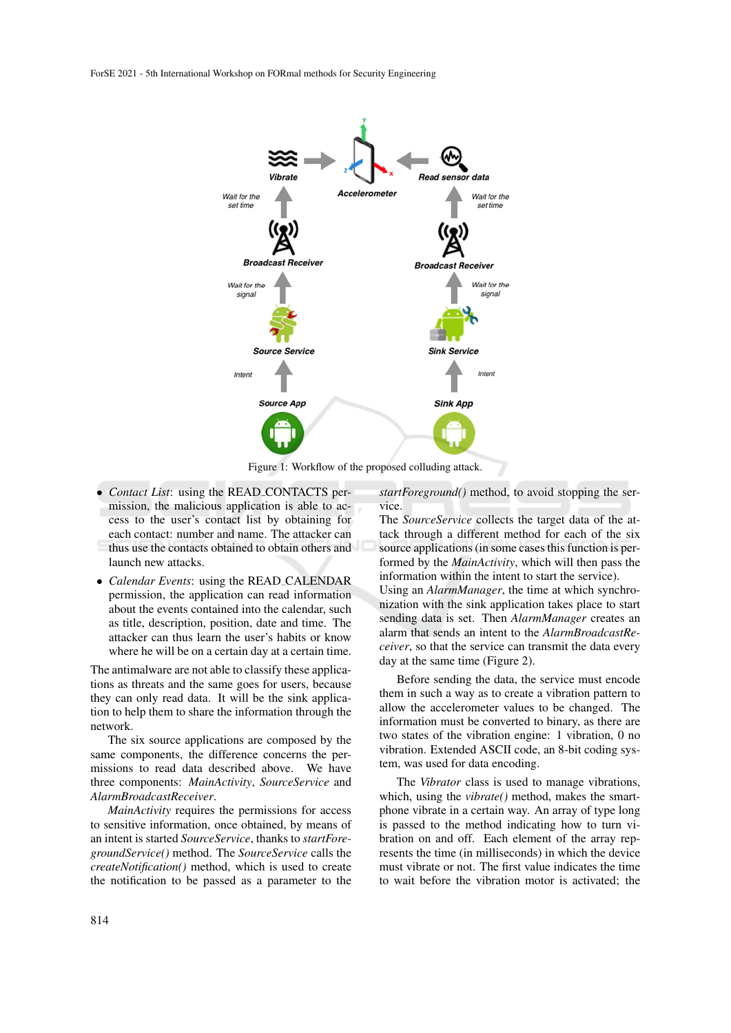Figure 1: Workflow of the proposed colluding attack.

- *Contact List*: using the READ_CONTACTS permission, the malicious application is able to access to the user's contact list by obtaining for each contact: number and name. The attacker can thus use the contacts obtained to obtain others and launch new attacks.
- *Calendar Events*: using the READ_CALENDAR permission, the application can read information about the events contained into the calendar, such as title, description, position, date and time. The attacker can thus learn the user's habits or know where he will be on a certain day at a certain time.

The antimalware are not able to classify these applications as threats and the same goes for users, because they can only read data. It will be the sink application to help them to share the information through the network.

The six source applications are composed by the same components, the difference concerns the permissions to read data described above. We have three components: *MainActivity*, *SourceService* and *AlarmBroadcastReceiver*.

*MainActivity* requires the permissions for access to sensitive information, once obtained, by means of an intent is started *SourceService*, thanks to *startForegroundService()* method. The *SourceService* calls the *createNotification()* method, which is used to create the notification to be passed as a parameter to the *startForeground()* method, to avoid stopping the service.
The *SourceService* collects the target data of the attack through a different method for each of the six source applications (in some cases this function is performed by the *MainActivity*, which will then pass the information within the intent to start the service).
Using an *AlarmManager*, the time at which synchronization with the sink application takes place to start sending data is set. Then *AlarmManager* creates an alarm that sends an intent to the *AlarmBroadcastReceiver*, so that the service can transmit the data every day at the same time (Figure 2).

Before sending the data, the service must encode them in such a way as to create a vibration pattern to allow the accelerometer values to be changed. The information must be converted to binary, as there are two states of the vibration engine: 1 vibration, 0 no vibration. Extended ASCII code, an 8-bit coding system, was used for data encoding.

The *Vibrator* class is used to manage vibrations, which, using the *vibrate()* method, makes the smartphone vibrate in a certain way. An array of type long is passed to the method indicating how to turn vibration on and off. Each element of the array represents the time (in milliseconds) in which the device must vibrate or not. The first value indicates the time to wait before the vibration motor is activated; the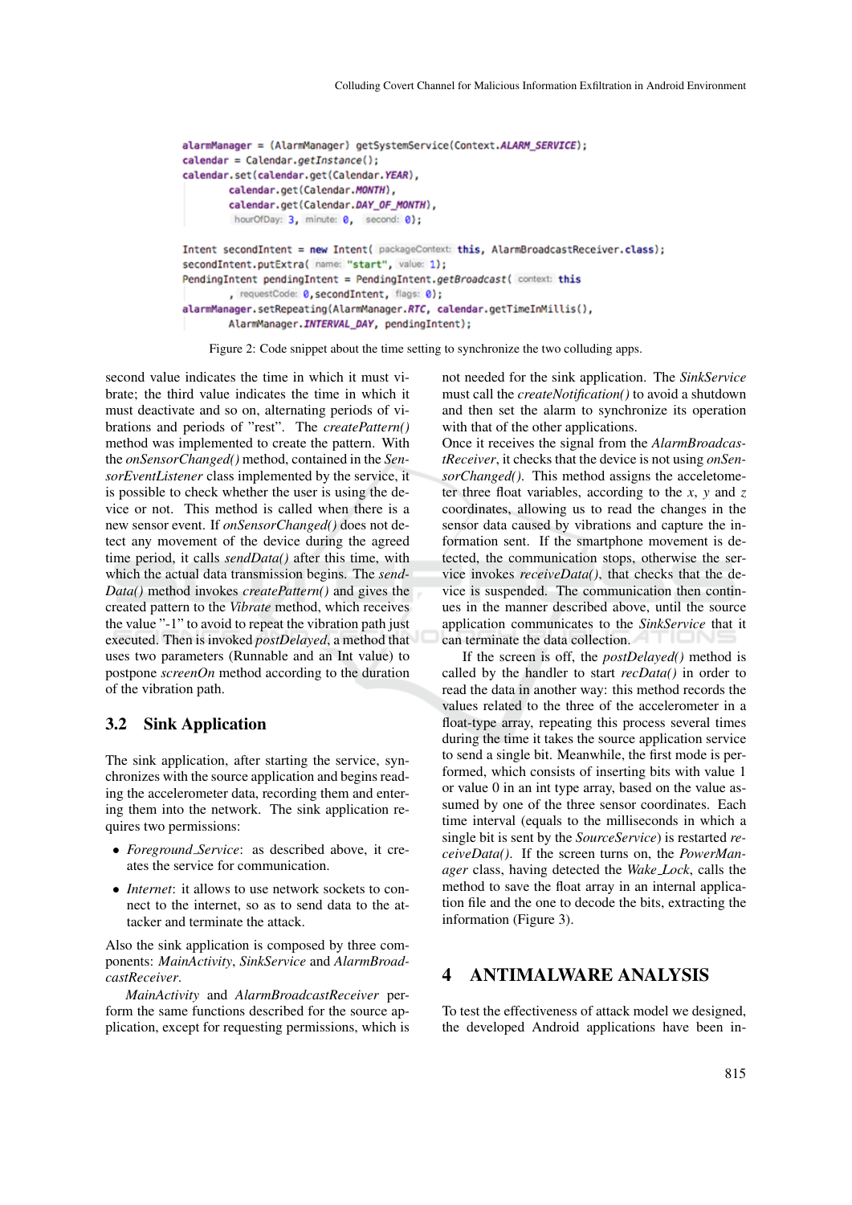```java
alarmManager = (AlarmManager) getSystemService(Context.ALARM_SERVICE);
calendar = Calendar.getInstance();
calendar.set(calendar.get(Calendar.YEAR),
        calendar.get(Calendar.MONTH),
        calendar.get(Calendar.DAY_OF_MONTH),
        hourOfDay: 3, minute: 0,  second: 0);

Intent secondIntent = new Intent( packageContext: this, AlarmBroadcastReceiver.class);
secondIntent.putExtra( name: "start", value: 1);
PendingIntent pendingIntent = PendingIntent.getBroadcast( context: this
        , requestCode: 0,secondIntent, flags: 0);
alarmManager.setRepeating(AlarmManager.RTC, calendar.getTimeInMillis(),
        AlarmManager.INTERVAL_DAY, pendingIntent);
```

Figure 2: Code snippet about the time setting to synchronize the two colluding apps.

second value indicates the time in which it must vibrate; the third value indicates the time in which it must deactivate and so on, alternating periods of vibrations and periods of "rest". The *createPattern()* method was implemented to create the pattern. With the *onSensorChanged()* method, contained in the *SensorEventListener* class implemented by the service, it is possible to check whether the user is using the device or not. This method is called when there is a new sensor event. If *onSensorChanged()* does not detect any movement of the device during the agreed time period, it calls *sendData()* after this time, with which the actual data transmission begins. The *sendData()* method invokes *createPattern()* and gives the created pattern to the *Vibrate* method, which receives the value "-1" to avoid to repeat the vibration path just executed. Then is invoked *postDelayed*, a method that uses two parameters (Runnable and an Int value) to postpone *screenOn* method according to the duration of the vibration path.

## 3.2 Sink Application

The sink application, after starting the service, synchronizes with the source application and begins reading the accelerometer data, recording them and entering them into the network. The sink application requires two permissions:

- *Foreground_Service*: as described above, it creates the service for communication.
- *Internet*: it allows to use network sockets to connect to the internet, so as to send data to the attacker and terminate the attack.

Also the sink application is composed by three components: *MainActivity*, *SinkService* and *AlarmBroadcastReceiver*.

*MainActivity* and *AlarmBroadcastReceiver* perform the same functions described for the source application, except for requesting permissions, which is not needed for the sink application. The *SinkService* must call the *createNotification()* to avoid a shutdown and then set the alarm to synchronize its operation with that of the other applications.
Once it receives the signal from the *AlarmBroadcastReceiver*, it checks that the device is not using *onSensorChanged()*. This method assigns the accelerometer three float variables, according to the *x*, *y* and *z* coordinates, allowing us to read the changes in the sensor data caused by vibrations and capture the information sent. If the smartphone movement is detected, the communication stops, otherwise the service invokes *receiveData()*, that checks that the device is suspended. The communication then continues in the manner described above, until the source application communicates to the *SinkService* that it can terminate the data collection.

If the screen is off, the *postDelayed()* method is called by the handler to start *recData()* in order to read the data in another way: this method records the values related to the three of the accelerometer in a float-type array, repeating this process several times during the time it takes the source application service to send a single bit. Meanwhile, the first mode is performed, which consists of inserting bits with value 1 or value 0 in an int type array, based on the value assumed by one of the three sensor coordinates. Each time interval (equals to the milliseconds in which a single bit is sent by the *SourceService*) is restarted *receiveData()*. If the screen turns on, the *PowerManager* class, having detected the *Wake_Lock*, calls the method to save the float array in an internal application file and the one to decode the bits, extracting the information (Figure 3).

# 4 ANTIMALWARE ANALYSIS

To test the effectiveness of attack model we designed, the developed Android applications have been in-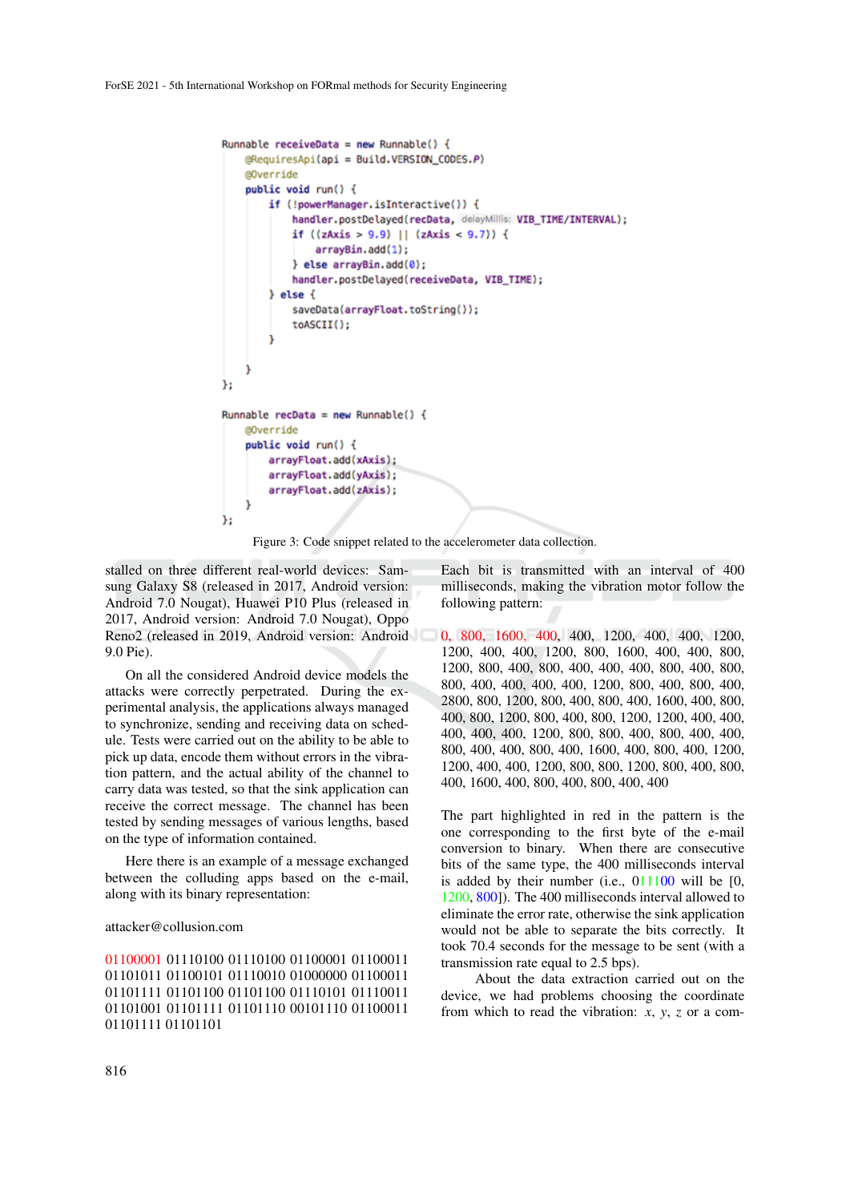```java
Runnable receiveData = new Runnable() {
    @RequiresApi(api = Build.VERSION_CODES.P)
    @Override
    public void run() {
        if (!powerManager.isInteractive()) {
            handler.postDelayed(recData, delayMillis: VIB_TIME/INTERVAL);
            if ((zAxis > 9.9) || (zAxis < 9.7)) {
                arrayBin.add(1);
            } else arrayBin.add(0);
            handler.postDelayed(receiveData, VIB_TIME);
        } else {
            saveData(arrayFloat.toString());
            toASCII();
        }

    }
};

Runnable recData = new Runnable() {
    @Override
    public void run() {
        arrayFloat.add(xAxis);
        arrayFloat.add(yAxis);
        arrayFloat.add(zAxis);
    }
};
```

Figure 3: Code snippet related to the accelerometer data collection.

stalled on three different real-world devices: Samsung Galaxy S8 (released in 2017, Android version: Android 7.0 Nougat), Huawei P10 Plus (released in 2017, Android version: Android 7.0 Nougat), Oppo Reno2 (released in 2019, Android version: Android 9.0 Pie).

On all the considered Android device models the attacks were correctly perpetrated. During the experimental analysis, the applications always managed to synchronize, sending and receiving data on schedule. Tests were carried out on the ability to be able to pick up data, encode them without errors in the vibration pattern, and the actual ability of the channel to carry data was tested, so that the sink application can receive the correct message. The channel has been tested by sending messages of various lengths, based on the type of information contained.

Here there is an example of a message exchanged between the colluding apps based on the e-mail, along with its binary representation:

attacker@collusion.com

01100001 01110100 01110100 01100001 01100011 01101011 01100101 01110010 01000000 01100011 01101111 01101100 01101100 01110101 01110011 01101001 01101111 01101110 00101110 01100011 01101111 01101101

Each bit is transmitted with an interval of 400 milliseconds, making the vibration motor follow the following pattern:

0, 800, 1600, 400, 400, 1200, 400, 400, 1200, 1200, 400, 400, 1200, 800, 1600, 400, 400, 800, 1200, 800, 400, 800, 400, 400, 400, 800, 400, 800, 800, 400, 400, 400, 400, 1200, 800, 400, 800, 400, 2800, 800, 1200, 800, 400, 800, 400, 1600, 400, 800, 400, 800, 1200, 800, 400, 800, 1200, 1200, 400, 400, 400, 400, 400, 1200, 800, 800, 400, 800, 400, 400, 800, 400, 400, 800, 400, 1600, 400, 800, 400, 1200, 1200, 400, 400, 1200, 800, 800, 1200, 800, 400, 800, 400, 1600, 400, 800, 400, 800, 400, 400

The part highlighted in red in the pattern is the one corresponding to the first byte of the e-mail conversion to binary. When there are consecutive bits of the same type, the 400 milliseconds interval is added by their number (i.e., 011100 will be [0, 1200, 800]). The 400 milliseconds interval allowed to eliminate the error rate, otherwise the sink application would not be able to separate the bits correctly. It took 70.4 seconds for the message to be sent (with a transmission rate equal to 2.5 bps).

About the data extraction carried out on the device, we had problems choosing the coordinate from which to read the vibration: $x$, $y$, $z$ or a com-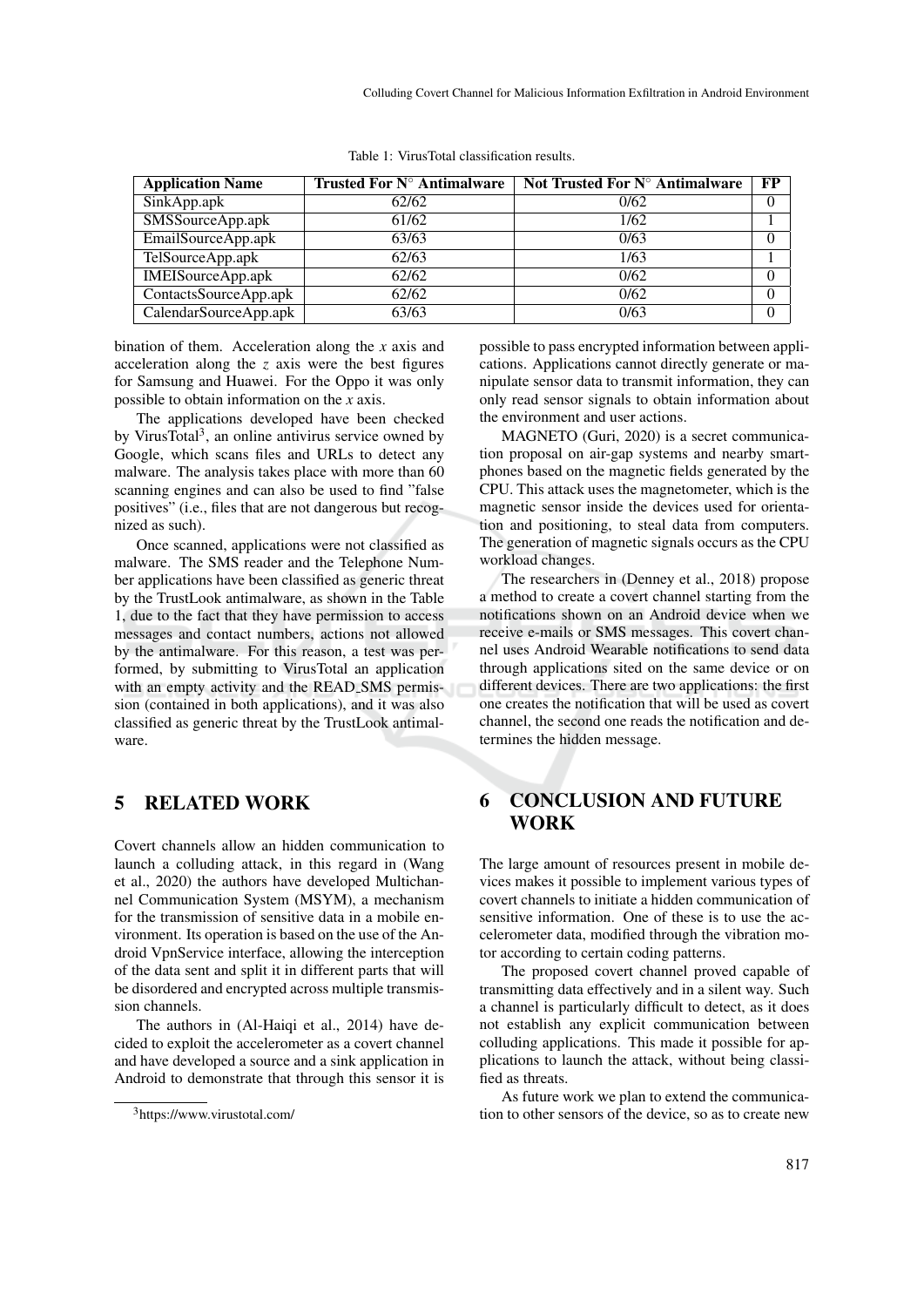Table 1: VirusTotal classification results.

| Application Name | Trusted For N° Antimalware | Not Trusted For N° Antimalware | FP |
|---|---|---|---|
| SinkApp.apk | 62/62 | 0/62 | 0 |
| SMSSourceApp.apk | 61/62 | 1/62 | 1 |
| EmailSourceApp.apk | 63/63 | 0/63 | 0 |
| TelSourceApp.apk | 62/63 | 1/63 | 1 |
| IMEISourceApp.apk | 62/62 | 0/62 | 0 |
| ContactsSourceApp.apk | 62/62 | 0/62 | 0 |
| CalendarSourceApp.apk | 63/63 | 0/63 | 0 |

bination of them. Acceleration along the $x$ axis and acceleration along the $z$ axis were the best figures for Samsung and Huawei. For the Oppo it was only possible to obtain information on the $x$ axis.

The applications developed have been checked by VirusTotal[3], an online antivirus service owned by Google, which scans files and URLs to detect any malware. The analysis takes place with more than 60 scanning engines and can also be used to find "false positives" (i.e., files that are not dangerous but recognized as such).

Once scanned, applications were not classified as malware. The SMS reader and the Telephone Number applications have been classified as generic threat by the TrustLook antimalware, as shown in the Table 1, due to the fact that they have permission to access messages and contact numbers, actions not allowed by the antimalware. For this reason, a test was performed, by submitting to VirusTotal an application with an empty activity and the READ_SMS permission (contained in both applications), and it was also classified as generic threat by the TrustLook antimalware.

## 5 RELATED WORK

Covert channels allow an hidden communication to launch a colluding attack, in this regard in (Wang et al., 2020) the authors have developed Multichannel Communication System (MSYM), a mechanism for the transmission of sensitive data in a mobile environment. Its operation is based on the use of the Android VpnService interface, allowing the interception of the data sent and split it in different parts that will be disordered and encrypted across multiple transmission channels.

The authors in (Al-Haiqi et al., 2014) have decided to exploit the accelerometer as a covert channel and have developed a source and a sink application in Android to demonstrate that through this sensor it is possible to pass encrypted information between applications. Applications cannot directly generate or manipulate sensor data to transmit information, they can only read sensor signals to obtain information about the environment and user actions.

MAGNETO (Guri, 2020) is a secret communication proposal on air-gap systems and nearby smartphones based on the magnetic fields generated by the CPU. This attack uses the magnetometer, which is the magnetic sensor inside the devices used for orientation and positioning, to steal data from computers. The generation of magnetic signals occurs as the CPU workload changes.

The researchers in (Denney et al., 2018) propose a method to create a covert channel starting from the notifications shown on an Android device when we receive e-mails or SMS messages. This covert channel uses Android Wearable notifications to send data through applications sited on the same device or on different devices. There are two applications: the first one creates the notification that will be used as covert channel, the second one reads the notification and determines the hidden message.

## 6 CONCLUSION AND FUTURE WORK

The large amount of resources present in mobile devices makes it possible to implement various types of covert channels to initiate a hidden communication of sensitive information. One of these is to use the accelerometer data, modified through the vibration motor according to certain coding patterns.

The proposed covert channel proved capable of transmitting data effectively and in a silent way. Such a channel is particularly difficult to detect, as it does not establish any explicit communication between colluding applications. This made it possible for applications to launch the attack, without being classified as threats.

As future work we plan to extend the communication to other sensors of the device, so as to create new

[3] https://www.virustotal.com/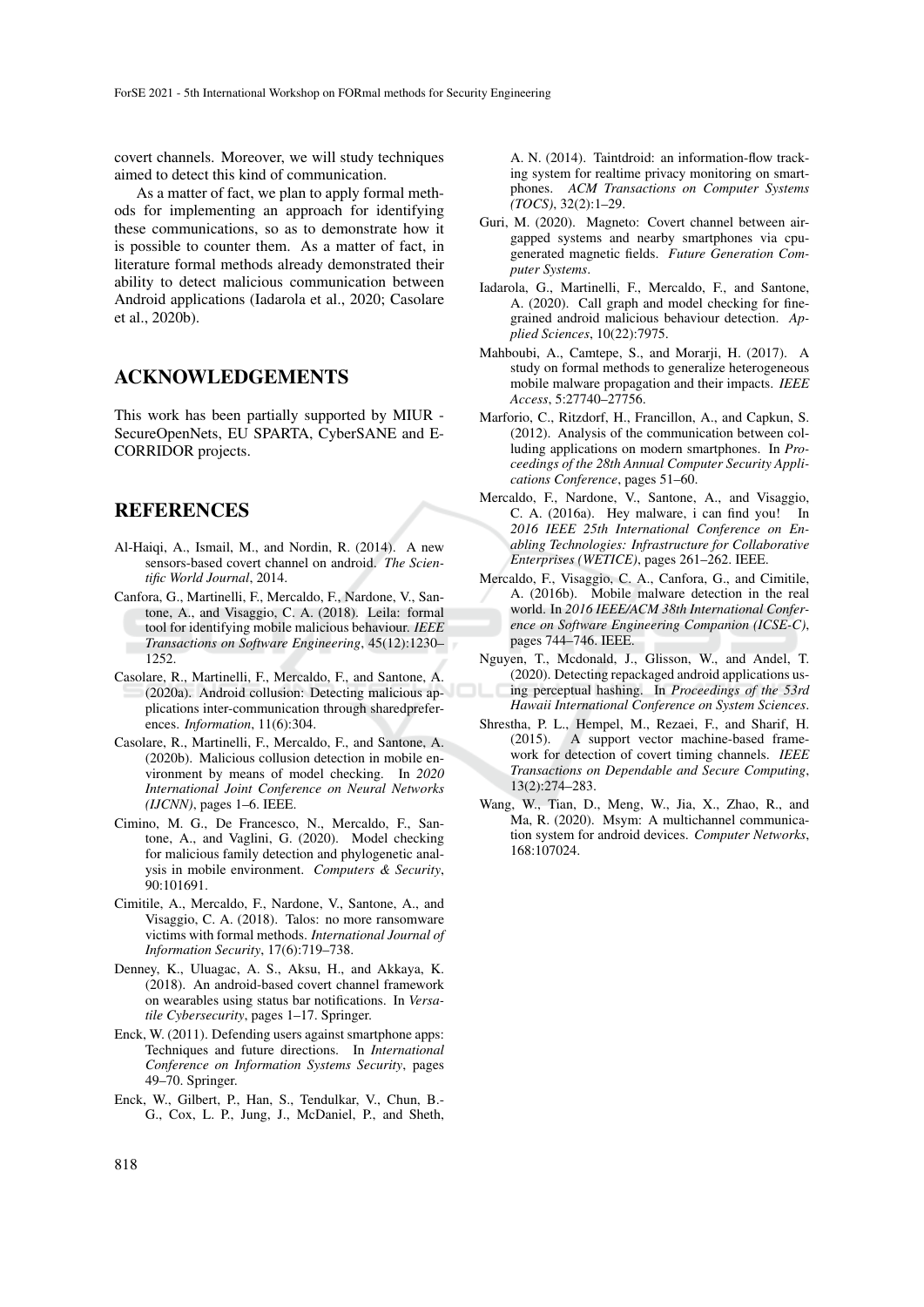covert channels. Moreover, we will study techniques aimed to detect this kind of communication.

As a matter of fact, we plan to apply formal methods for implementing an approach for identifying these communications, so as to demonstrate how it is possible to counter them. As a matter of fact, in literature formal methods already demonstrated their ability to detect malicious communication between Android applications (Iadarola et al., 2020; Casolare et al., 2020b).

## ACKNOWLEDGEMENTS

This work has been partially supported by MIUR - SecureOpenNets, EU SPARTA, CyberSANE and E-CORRIDOR projects.

## REFERENCES

Al-Haiqi, A., Ismail, M., and Nordin, R. (2014). A new sensors-based covert channel on android. *The Scientific World Journal*, 2014.

Canfora, G., Martinelli, F., Mercaldo, F., Nardone, V., Santone, A., and Visaggio, C. A. (2018). Leila: formal tool for identifying mobile malicious behaviour. *IEEE Transactions on Software Engineering*, 45(12):1230–1252.

Casolare, R., Martinelli, F., Mercaldo, F., and Santone, A. (2020a). Android collusion: Detecting malicious applications inter-communication through sharedpreferences. *Information*, 11(6):304.

Casolare, R., Martinelli, F., Mercaldo, F., and Santone, A. (2020b). Malicious collusion detection in mobile environment by means of model checking. In *2020 International Joint Conference on Neural Networks (IJCNN)*, pages 1–6. IEEE.

Cimino, M. G., De Francesco, N., Mercaldo, F., Santone, A., and Vaglini, G. (2020). Model checking for malicious family detection and phylogenetic analysis in mobile environment. *Computers & Security*, 90:101691.

Cimitile, A., Mercaldo, F., Nardone, V., Santone, A., and Visaggio, C. A. (2018). Talos: no more ransomware victims with formal methods. *International Journal of Information Security*, 17(6):719–738.

Denney, K., Uluagac, A. S., Aksu, H., and Akkaya, K. (2018). An android-based covert channel framework on wearables using status bar notifications. In *Versatile Cybersecurity*, pages 1–17. Springer.

Enck, W. (2011). Defending users against smartphone apps: Techniques and future directions. In *International Conference on Information Systems Security*, pages 49–70. Springer.

Enck, W., Gilbert, P., Han, S., Tendulkar, V., Chun, B.-G., Cox, L. P., Jung, J., McDaniel, P., and Sheth, A. N. (2014). Taintdroid: an information-flow tracking system for realtime privacy monitoring on smartphones. *ACM Transactions on Computer Systems (TOCS)*, 32(2):1–29.

Guri, M. (2020). Magneto: Covert channel between air-gapped systems and nearby smartphones via cpu-generated magnetic fields. *Future Generation Computer Systems*.

Iadarola, G., Martinelli, F., Mercaldo, F., and Santone, A. (2020). Call graph and model checking for fine-grained android malicious behaviour detection. *Applied Sciences*, 10(22):7975.

Mahboubi, A., Camtepe, S., and Morarji, H. (2017). A study on formal methods to generalize heterogeneous mobile malware propagation and their impacts. *IEEE Access*, 5:27740–27756.

Marforio, C., Ritzdorf, H., Francillon, A., and Capkun, S. (2012). Analysis of the communication between colluding applications on modern smartphones. In *Proceedings of the 28th Annual Computer Security Applications Conference*, pages 51–60.

Mercaldo, F., Nardone, V., Santone, A., and Visaggio, C. A. (2016a). Hey malware, i can find you! In *2016 IEEE 25th International Conference on Enabling Technologies: Infrastructure for Collaborative Enterprises (WETICE)*, pages 261–262. IEEE.

Mercaldo, F., Visaggio, C. A., Canfora, G., and Cimitile, A. (2016b). Mobile malware detection in the real world. In *2016 IEEE/ACM 38th International Conference on Software Engineering Companion (ICSE-C)*, pages 744–746. IEEE.

Nguyen, T., Mcdonald, J., Glisson, W., and Andel, T. (2020). Detecting repackaged android applications using perceptual hashing. In *Proceedings of the 53rd Hawaii International Conference on System Sciences*.

Shrestha, P. L., Hempel, M., Rezaei, F., and Sharif, H. (2015). A support vector machine-based framework for detection of covert timing channels. *IEEE Transactions on Dependable and Secure Computing*, 13(2):274–283.

Wang, W., Tian, D., Meng, W., Jia, X., Zhao, R., and Ma, R. (2020). Msym: A multichannel communication system for android devices. *Computer Networks*, 168:107024.